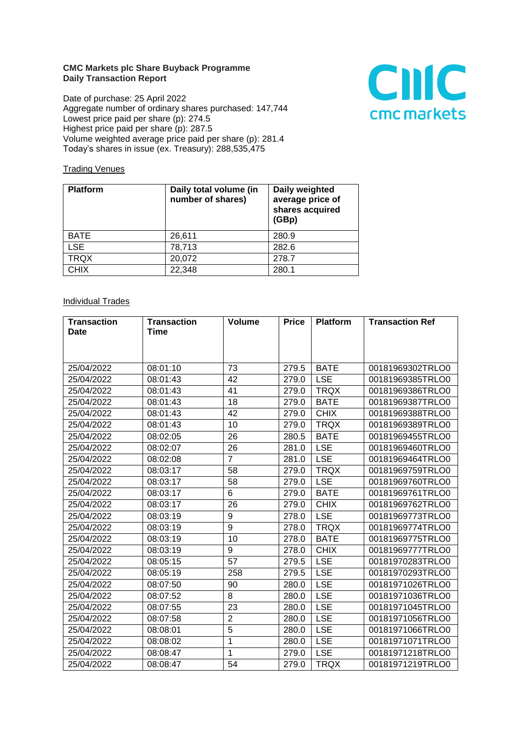**CMC Markets plc Share Buyback Programme**
**Daily Transaction Report**

Date of purchase: 25 April 2022
Aggregate number of ordinary shares purchased: 147,744
Lowest price paid per share (p): 274.5
Highest price paid per share (p): 287.5
Volume weighted average price paid per share (p): 281.4
Today's shares in issue (ex. Treasury): 288,535,475

Trading Venues

| Platform | Daily total volume (in number of shares) | Daily weighted average price of shares acquired (GBp) |
|---|---|---|
| BATE | 26,611 | 280.9 |
| LSE | 78,713 | 282.6 |
| TRQX | 20,072 | 278.7 |
| CHIX | 22,348 | 280.1 |

Individual Trades

| Transaction Date | Transaction Time | Volume | Price | Platform | Transaction Ref |
|---|---|---|---|---|---|
| 25/04/2022 | 08:01:10 | 73 | 279.5 | BATE | 00181969302TRLO0 |
| 25/04/2022 | 08:01:43 | 42 | 279.0 | LSE | 00181969385TRLO0 |
| 25/04/2022 | 08:01:43 | 41 | 279.0 | TRQX | 00181969386TRLO0 |
| 25/04/2022 | 08:01:43 | 18 | 279.0 | BATE | 00181969387TRLO0 |
| 25/04/2022 | 08:01:43 | 42 | 279.0 | CHIX | 00181969388TRLO0 |
| 25/04/2022 | 08:01:43 | 10 | 279.0 | TRQX | 00181969389TRLO0 |
| 25/04/2022 | 08:02:05 | 26 | 280.5 | BATE | 00181969455TRLO0 |
| 25/04/2022 | 08:02:07 | 26 | 281.0 | LSE | 00181969460TRLO0 |
| 25/04/2022 | 08:02:08 | 7 | 281.0 | LSE | 00181969464TRLO0 |
| 25/04/2022 | 08:03:17 | 58 | 279.0 | TRQX | 00181969759TRLO0 |
| 25/04/2022 | 08:03:17 | 58 | 279.0 | LSE | 00181969760TRLO0 |
| 25/04/2022 | 08:03:17 | 6 | 279.0 | BATE | 00181969761TRLO0 |
| 25/04/2022 | 08:03:17 | 26 | 279.0 | CHIX | 00181969762TRLO0 |
| 25/04/2022 | 08:03:19 | 9 | 278.0 | LSE | 00181969773TRLO0 |
| 25/04/2022 | 08:03:19 | 9 | 278.0 | TRQX | 00181969774TRLO0 |
| 25/04/2022 | 08:03:19 | 10 | 278.0 | BATE | 00181969775TRLO0 |
| 25/04/2022 | 08:03:19 | 9 | 278.0 | CHIX | 00181969777TRLO0 |
| 25/04/2022 | 08:05:15 | 57 | 279.5 | LSE | 00181970283TRLO0 |
| 25/04/2022 | 08:05:19 | 258 | 279.5 | LSE | 00181970293TRLO0 |
| 25/04/2022 | 08:07:50 | 90 | 280.0 | LSE | 00181971026TRLO0 |
| 25/04/2022 | 08:07:52 | 8 | 280.0 | LSE | 00181971036TRLO0 |
| 25/04/2022 | 08:07:55 | 23 | 280.0 | LSE | 00181971045TRLO0 |
| 25/04/2022 | 08:07:58 | 2 | 280.0 | LSE | 00181971056TRLO0 |
| 25/04/2022 | 08:08:01 | 5 | 280.0 | LSE | 00181971066TRLO0 |
| 25/04/2022 | 08:08:02 | 1 | 280.0 | LSE | 00181971071TRLO0 |
| 25/04/2022 | 08:08:47 | 1 | 279.0 | LSE | 00181971218TRLO0 |
| 25/04/2022 | 08:08:47 | 54 | 279.0 | TRQX | 00181971219TRLO0 |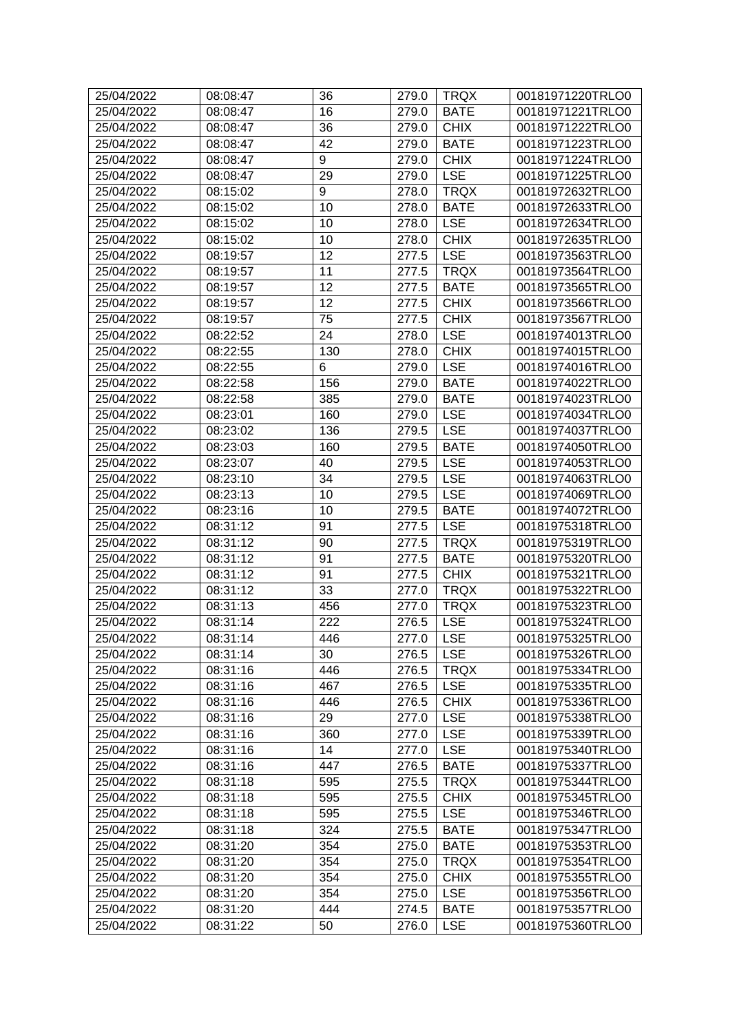| 25/04/2022 | 08:08:47 | 36 | 279.0 | TRQX | 00181971220TRLO0 |
|---|---|---|---|---|---|
| 25/04/2022 | 08:08:47 | 16 | 279.0 | BATE | 00181971221TRLO0 |
| 25/04/2022 | 08:08:47 | 36 | 279.0 | CHIX | 00181971222TRLO0 |
| 25/04/2022 | 08:08:47 | 42 | 279.0 | BATE | 00181971223TRLO0 |
| 25/04/2022 | 08:08:47 | 9 | 279.0 | CHIX | 00181971224TRLO0 |
| 25/04/2022 | 08:08:47 | 29 | 279.0 | LSE | 00181971225TRLO0 |
| 25/04/2022 | 08:15:02 | 9 | 278.0 | TRQX | 00181972632TRLO0 |
| 25/04/2022 | 08:15:02 | 10 | 278.0 | BATE | 00181972633TRLO0 |
| 25/04/2022 | 08:15:02 | 10 | 278.0 | LSE | 00181972634TRLO0 |
| 25/04/2022 | 08:15:02 | 10 | 278.0 | CHIX | 00181972635TRLO0 |
| 25/04/2022 | 08:19:57 | 12 | 277.5 | LSE | 00181973563TRLO0 |
| 25/04/2022 | 08:19:57 | 11 | 277.5 | TRQX | 00181973564TRLO0 |
| 25/04/2022 | 08:19:57 | 12 | 277.5 | BATE | 00181973565TRLO0 |
| 25/04/2022 | 08:19:57 | 12 | 277.5 | CHIX | 00181973566TRLO0 |
| 25/04/2022 | 08:19:57 | 75 | 277.5 | CHIX | 00181973567TRLO0 |
| 25/04/2022 | 08:22:52 | 24 | 278.0 | LSE | 00181974013TRLO0 |
| 25/04/2022 | 08:22:55 | 130 | 278.0 | CHIX | 00181974015TRLO0 |
| 25/04/2022 | 08:22:55 | 6 | 279.0 | LSE | 00181974016TRLO0 |
| 25/04/2022 | 08:22:58 | 156 | 279.0 | BATE | 00181974022TRLO0 |
| 25/04/2022 | 08:22:58 | 385 | 279.0 | BATE | 00181974023TRLO0 |
| 25/04/2022 | 08:23:01 | 160 | 279.0 | LSE | 00181974034TRLO0 |
| 25/04/2022 | 08:23:02 | 136 | 279.5 | LSE | 00181974037TRLO0 |
| 25/04/2022 | 08:23:03 | 160 | 279.5 | BATE | 00181974050TRLO0 |
| 25/04/2022 | 08:23:07 | 40 | 279.5 | LSE | 00181974053TRLO0 |
| 25/04/2022 | 08:23:10 | 34 | 279.5 | LSE | 00181974063TRLO0 |
| 25/04/2022 | 08:23:13 | 10 | 279.5 | LSE | 00181974069TRLO0 |
| 25/04/2022 | 08:23:16 | 10 | 279.5 | BATE | 00181974072TRLO0 |
| 25/04/2022 | 08:31:12 | 91 | 277.5 | LSE | 00181975318TRLO0 |
| 25/04/2022 | 08:31:12 | 90 | 277.5 | TRQX | 00181975319TRLO0 |
| 25/04/2022 | 08:31:12 | 91 | 277.5 | BATE | 00181975320TRLO0 |
| 25/04/2022 | 08:31:12 | 91 | 277.5 | CHIX | 00181975321TRLO0 |
| 25/04/2022 | 08:31:12 | 33 | 277.0 | TRQX | 00181975322TRLO0 |
| 25/04/2022 | 08:31:13 | 456 | 277.0 | TRQX | 00181975323TRLO0 |
| 25/04/2022 | 08:31:14 | 222 | 276.5 | LSE | 00181975324TRLO0 |
| 25/04/2022 | 08:31:14 | 446 | 277.0 | LSE | 00181975325TRLO0 |
| 25/04/2022 | 08:31:14 | 30 | 276.5 | LSE | 00181975326TRLO0 |
| 25/04/2022 | 08:31:16 | 446 | 276.5 | TRQX | 00181975334TRLO0 |
| 25/04/2022 | 08:31:16 | 467 | 276.5 | LSE | 00181975335TRLO0 |
| 25/04/2022 | 08:31:16 | 446 | 276.5 | CHIX | 00181975336TRLO0 |
| 25/04/2022 | 08:31:16 | 29 | 277.0 | LSE | 00181975338TRLO0 |
| 25/04/2022 | 08:31:16 | 360 | 277.0 | LSE | 00181975339TRLO0 |
| 25/04/2022 | 08:31:16 | 14 | 277.0 | LSE | 00181975340TRLO0 |
| 25/04/2022 | 08:31:16 | 447 | 276.5 | BATE | 00181975337TRLO0 |
| 25/04/2022 | 08:31:18 | 595 | 275.5 | TRQX | 00181975344TRLO0 |
| 25/04/2022 | 08:31:18 | 595 | 275.5 | CHIX | 00181975345TRLO0 |
| 25/04/2022 | 08:31:18 | 595 | 275.5 | LSE | 00181975346TRLO0 |
| 25/04/2022 | 08:31:18 | 324 | 275.5 | BATE | 00181975347TRLO0 |
| 25/04/2022 | 08:31:20 | 354 | 275.0 | BATE | 00181975353TRLO0 |
| 25/04/2022 | 08:31:20 | 354 | 275.0 | TRQX | 00181975354TRLO0 |
| 25/04/2022 | 08:31:20 | 354 | 275.0 | CHIX | 00181975355TRLO0 |
| 25/04/2022 | 08:31:20 | 354 | 275.0 | LSE | 00181975356TRLO0 |
| 25/04/2022 | 08:31:20 | 444 | 274.5 | BATE | 00181975357TRLO0 |
| 25/04/2022 | 08:31:22 | 50 | 276.0 | LSE | 00181975360TRLO0 |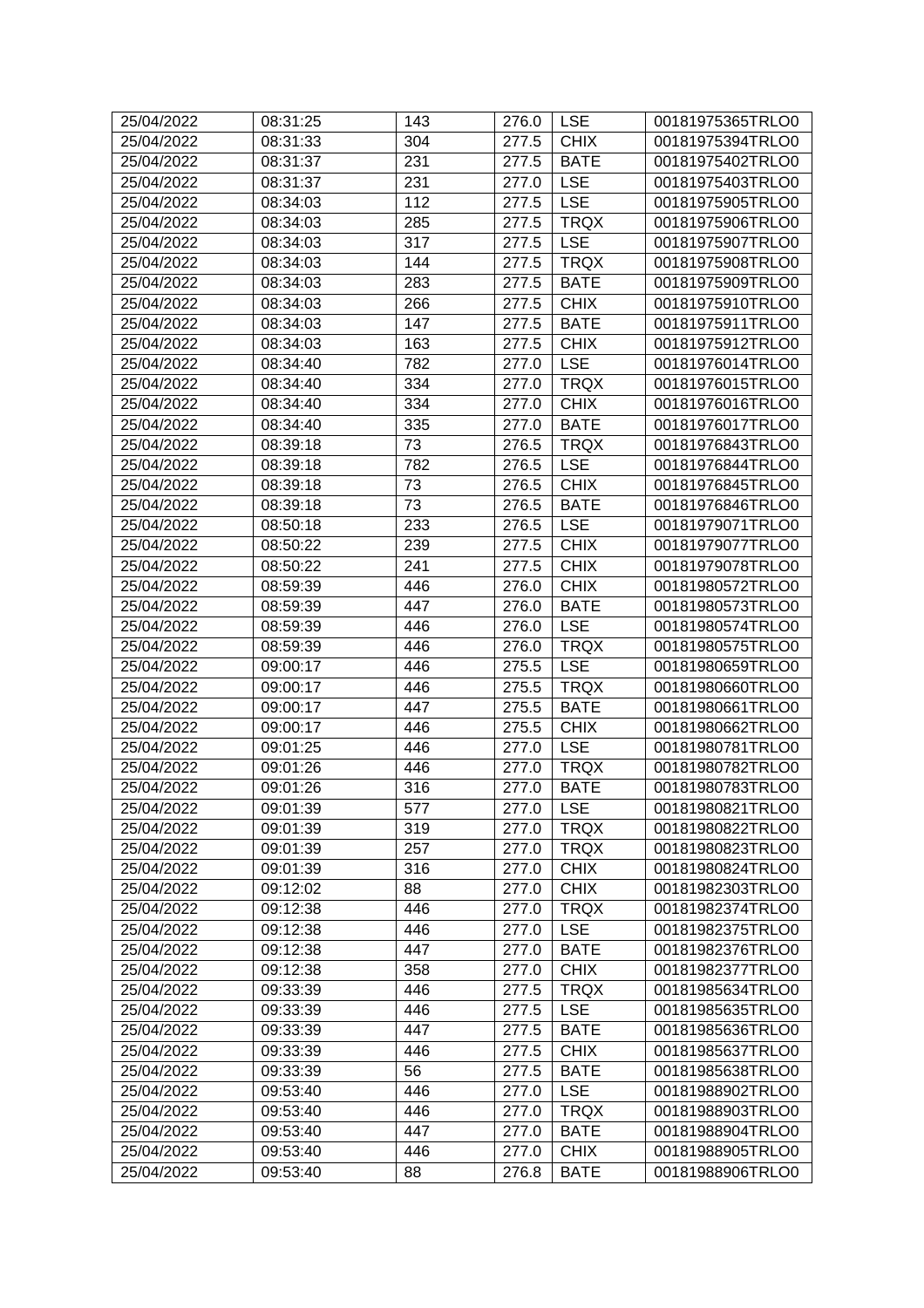| 25/04/2022 | 08:31:25 | 143 | 276.0 | LSE | 00181975365TRLO0 |
|---|---|---|---|---|---|
| 25/04/2022 | 08:31:33 | 304 | 277.5 | CHIX | 00181975394TRLO0 |
| 25/04/2022 | 08:31:37 | 231 | 277.5 | BATE | 00181975402TRLO0 |
| 25/04/2022 | 08:31:37 | 231 | 277.0 | LSE | 00181975403TRLO0 |
| 25/04/2022 | 08:34:03 | 112 | 277.5 | LSE | 00181975905TRLO0 |
| 25/04/2022 | 08:34:03 | 285 | 277.5 | TRQX | 00181975906TRLO0 |
| 25/04/2022 | 08:34:03 | 317 | 277.5 | LSE | 00181975907TRLO0 |
| 25/04/2022 | 08:34:03 | 144 | 277.5 | TRQX | 00181975908TRLO0 |
| 25/04/2022 | 08:34:03 | 283 | 277.5 | BATE | 00181975909TRLO0 |
| 25/04/2022 | 08:34:03 | 266 | 277.5 | CHIX | 00181975910TRLO0 |
| 25/04/2022 | 08:34:03 | 147 | 277.5 | BATE | 00181975911TRLO0 |
| 25/04/2022 | 08:34:03 | 163 | 277.5 | CHIX | 00181975912TRLO0 |
| 25/04/2022 | 08:34:40 | 782 | 277.0 | LSE | 00181976014TRLO0 |
| 25/04/2022 | 08:34:40 | 334 | 277.0 | TRQX | 00181976015TRLO0 |
| 25/04/2022 | 08:34:40 | 334 | 277.0 | CHIX | 00181976016TRLO0 |
| 25/04/2022 | 08:34:40 | 335 | 277.0 | BATE | 00181976017TRLO0 |
| 25/04/2022 | 08:39:18 | 73 | 276.5 | TRQX | 00181976843TRLO0 |
| 25/04/2022 | 08:39:18 | 782 | 276.5 | LSE | 00181976844TRLO0 |
| 25/04/2022 | 08:39:18 | 73 | 276.5 | CHIX | 00181976845TRLO0 |
| 25/04/2022 | 08:39:18 | 73 | 276.5 | BATE | 00181976846TRLO0 |
| 25/04/2022 | 08:50:18 | 233 | 276.5 | LSE | 00181979071TRLO0 |
| 25/04/2022 | 08:50:22 | 239 | 277.5 | CHIX | 00181979077TRLO0 |
| 25/04/2022 | 08:50:22 | 241 | 277.5 | CHIX | 00181979078TRLO0 |
| 25/04/2022 | 08:59:39 | 446 | 276.0 | CHIX | 00181980572TRLO0 |
| 25/04/2022 | 08:59:39 | 447 | 276.0 | BATE | 00181980573TRLO0 |
| 25/04/2022 | 08:59:39 | 446 | 276.0 | LSE | 00181980574TRLO0 |
| 25/04/2022 | 08:59:39 | 446 | 276.0 | TRQX | 00181980575TRLO0 |
| 25/04/2022 | 09:00:17 | 446 | 275.5 | LSE | 00181980659TRLO0 |
| 25/04/2022 | 09:00:17 | 446 | 275.5 | TRQX | 00181980660TRLO0 |
| 25/04/2022 | 09:00:17 | 447 | 275.5 | BATE | 00181980661TRLO0 |
| 25/04/2022 | 09:00:17 | 446 | 275.5 | CHIX | 00181980662TRLO0 |
| 25/04/2022 | 09:01:25 | 446 | 277.0 | LSE | 00181980781TRLO0 |
| 25/04/2022 | 09:01:26 | 446 | 277.0 | TRQX | 00181980782TRLO0 |
| 25/04/2022 | 09:01:26 | 316 | 277.0 | BATE | 00181980783TRLO0 |
| 25/04/2022 | 09:01:39 | 577 | 277.0 | LSE | 00181980821TRLO0 |
| 25/04/2022 | 09:01:39 | 319 | 277.0 | TRQX | 00181980822TRLO0 |
| 25/04/2022 | 09:01:39 | 257 | 277.0 | TRQX | 00181980823TRLO0 |
| 25/04/2022 | 09:01:39 | 316 | 277.0 | CHIX | 00181980824TRLO0 |
| 25/04/2022 | 09:12:02 | 88 | 277.0 | CHIX | 00181982303TRLO0 |
| 25/04/2022 | 09:12:38 | 446 | 277.0 | TRQX | 00181982374TRLO0 |
| 25/04/2022 | 09:12:38 | 446 | 277.0 | LSE | 00181982375TRLO0 |
| 25/04/2022 | 09:12:38 | 447 | 277.0 | BATE | 00181982376TRLO0 |
| 25/04/2022 | 09:12:38 | 358 | 277.0 | CHIX | 00181982377TRLO0 |
| 25/04/2022 | 09:33:39 | 446 | 277.5 | TRQX | 00181985634TRLO0 |
| 25/04/2022 | 09:33:39 | 446 | 277.5 | LSE | 00181985635TRLO0 |
| 25/04/2022 | 09:33:39 | 447 | 277.5 | BATE | 00181985636TRLO0 |
| 25/04/2022 | 09:33:39 | 446 | 277.5 | CHIX | 00181985637TRLO0 |
| 25/04/2022 | 09:33:39 | 56 | 277.5 | BATE | 00181985638TRLO0 |
| 25/04/2022 | 09:53:40 | 446 | 277.0 | LSE | 00181988902TRLO0 |
| 25/04/2022 | 09:53:40 | 446 | 277.0 | TRQX | 00181988903TRLO0 |
| 25/04/2022 | 09:53:40 | 447 | 277.0 | BATE | 00181988904TRLO0 |
| 25/04/2022 | 09:53:40 | 446 | 277.0 | CHIX | 00181988905TRLO0 |
| 25/04/2022 | 09:53:40 | 88 | 276.8 | BATE | 00181988906TRLO0 |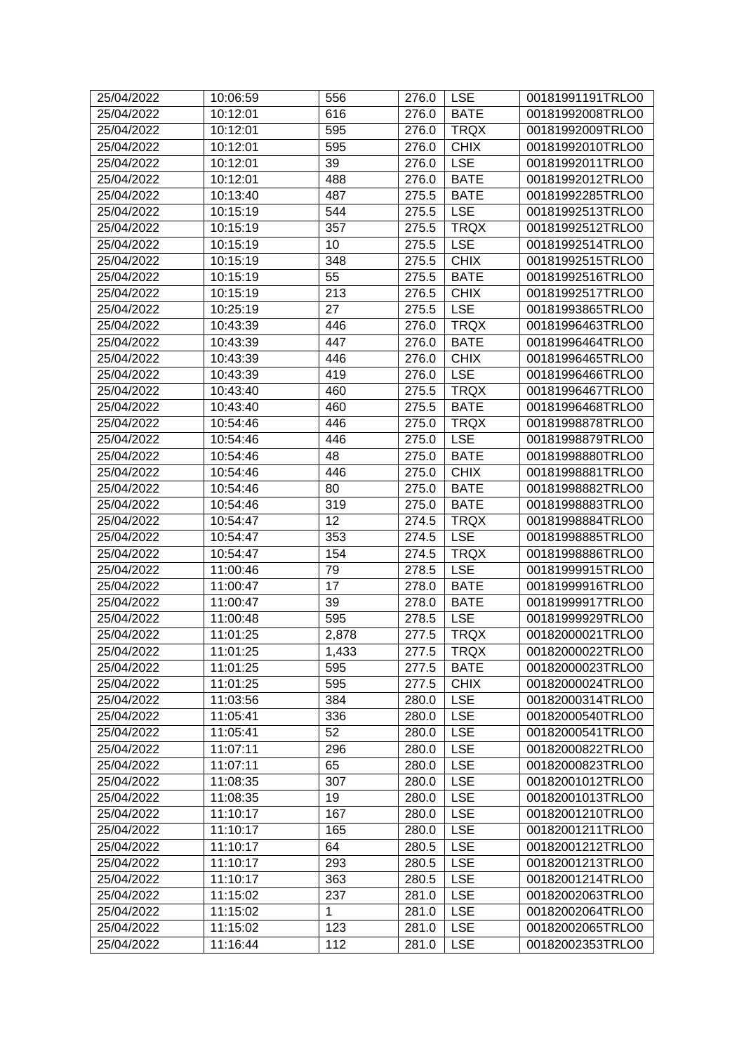| 25/04/2022 | 10:06:59 | 556 | 276.0 | LSE | 00181991191TRLO0 |
|---|---|---|---|---|---|
| 25/04/2022 | 10:12:01 | 616 | 276.0 | BATE | 00181992008TRLO0 |
| 25/04/2022 | 10:12:01 | 595 | 276.0 | TRQX | 00181992009TRLO0 |
| 25/04/2022 | 10:12:01 | 595 | 276.0 | CHIX | 00181992010TRLO0 |
| 25/04/2022 | 10:12:01 | 39 | 276.0 | LSE | 00181992011TRLO0 |
| 25/04/2022 | 10:12:01 | 488 | 276.0 | BATE | 00181992012TRLO0 |
| 25/04/2022 | 10:13:40 | 487 | 275.5 | BATE | 00181992285TRLO0 |
| 25/04/2022 | 10:15:19 | 544 | 275.5 | LSE | 00181992513TRLO0 |
| 25/04/2022 | 10:15:19 | 357 | 275.5 | TRQX | 00181992512TRLO0 |
| 25/04/2022 | 10:15:19 | 10 | 275.5 | LSE | 00181992514TRLO0 |
| 25/04/2022 | 10:15:19 | 348 | 275.5 | CHIX | 00181992515TRLO0 |
| 25/04/2022 | 10:15:19 | 55 | 275.5 | BATE | 00181992516TRLO0 |
| 25/04/2022 | 10:15:19 | 213 | 276.5 | CHIX | 00181992517TRLO0 |
| 25/04/2022 | 10:25:19 | 27 | 275.5 | LSE | 00181993865TRLO0 |
| 25/04/2022 | 10:43:39 | 446 | 276.0 | TRQX | 00181996463TRLO0 |
| 25/04/2022 | 10:43:39 | 447 | 276.0 | BATE | 00181996464TRLO0 |
| 25/04/2022 | 10:43:39 | 446 | 276.0 | CHIX | 00181996465TRLO0 |
| 25/04/2022 | 10:43:39 | 419 | 276.0 | LSE | 00181996466TRLO0 |
| 25/04/2022 | 10:43:40 | 460 | 275.5 | TRQX | 00181996467TRLO0 |
| 25/04/2022 | 10:43:40 | 460 | 275.5 | BATE | 00181996468TRLO0 |
| 25/04/2022 | 10:54:46 | 446 | 275.0 | TRQX | 00181998878TRLO0 |
| 25/04/2022 | 10:54:46 | 446 | 275.0 | LSE | 00181998879TRLO0 |
| 25/04/2022 | 10:54:46 | 48 | 275.0 | BATE | 00181998880TRLO0 |
| 25/04/2022 | 10:54:46 | 446 | 275.0 | CHIX | 00181998881TRLO0 |
| 25/04/2022 | 10:54:46 | 80 | 275.0 | BATE | 00181998882TRLO0 |
| 25/04/2022 | 10:54:46 | 319 | 275.0 | BATE | 00181998883TRLO0 |
| 25/04/2022 | 10:54:47 | 12 | 274.5 | TRQX | 00181998884TRLO0 |
| 25/04/2022 | 10:54:47 | 353 | 274.5 | LSE | 00181998885TRLO0 |
| 25/04/2022 | 10:54:47 | 154 | 274.5 | TRQX | 00181998886TRLO0 |
| 25/04/2022 | 11:00:46 | 79 | 278.5 | LSE | 00181999915TRLO0 |
| 25/04/2022 | 11:00:47 | 17 | 278.0 | BATE | 00181999916TRLO0 |
| 25/04/2022 | 11:00:47 | 39 | 278.0 | BATE | 00181999917TRLO0 |
| 25/04/2022 | 11:00:48 | 595 | 278.5 | LSE | 00181999929TRLO0 |
| 25/04/2022 | 11:01:25 | 2,878 | 277.5 | TRQX | 00182000021TRLO0 |
| 25/04/2022 | 11:01:25 | 1,433 | 277.5 | TRQX | 00182000022TRLO0 |
| 25/04/2022 | 11:01:25 | 595 | 277.5 | BATE | 00182000023TRLO0 |
| 25/04/2022 | 11:01:25 | 595 | 277.5 | CHIX | 00182000024TRLO0 |
| 25/04/2022 | 11:03:56 | 384 | 280.0 | LSE | 00182000314TRLO0 |
| 25/04/2022 | 11:05:41 | 336 | 280.0 | LSE | 00182000540TRLO0 |
| 25/04/2022 | 11:05:41 | 52 | 280.0 | LSE | 00182000541TRLO0 |
| 25/04/2022 | 11:07:11 | 296 | 280.0 | LSE | 00182000822TRLO0 |
| 25/04/2022 | 11:07:11 | 65 | 280.0 | LSE | 00182000823TRLO0 |
| 25/04/2022 | 11:08:35 | 307 | 280.0 | LSE | 00182001012TRLO0 |
| 25/04/2022 | 11:08:35 | 19 | 280.0 | LSE | 00182001013TRLO0 |
| 25/04/2022 | 11:10:17 | 167 | 280.0 | LSE | 00182001210TRLO0 |
| 25/04/2022 | 11:10:17 | 165 | 280.0 | LSE | 00182001211TRLO0 |
| 25/04/2022 | 11:10:17 | 64 | 280.5 | LSE | 00182001212TRLO0 |
| 25/04/2022 | 11:10:17 | 293 | 280.5 | LSE | 00182001213TRLO0 |
| 25/04/2022 | 11:10:17 | 363 | 280.5 | LSE | 00182001214TRLO0 |
| 25/04/2022 | 11:15:02 | 237 | 281.0 | LSE | 00182002063TRLO0 |
| 25/04/2022 | 11:15:02 | 1 | 281.0 | LSE | 00182002064TRLO0 |
| 25/04/2022 | 11:15:02 | 123 | 281.0 | LSE | 00182002065TRLO0 |
| 25/04/2022 | 11:16:44 | 112 | 281.0 | LSE | 00182002353TRLO0 |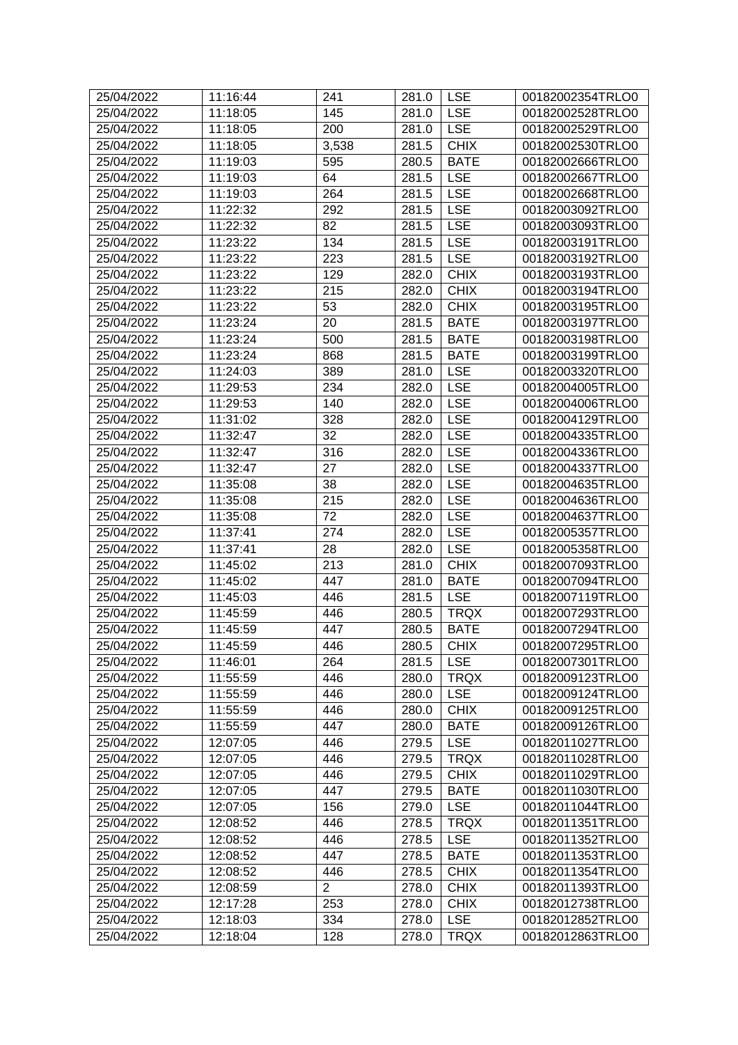| 25/04/2022 | 11:16:44 | 241 | 281.0 | LSE | 00182002354TRLO0 |
|---|---|---|---|---|---|
| 25/04/2022 | 11:18:05 | 145 | 281.0 | LSE | 00182002528TRLO0 |
| 25/04/2022 | 11:18:05 | 200 | 281.0 | LSE | 00182002529TRLO0 |
| 25/04/2022 | 11:18:05 | 3,538 | 281.5 | CHIX | 00182002530TRLO0 |
| 25/04/2022 | 11:19:03 | 595 | 280.5 | BATE | 00182002666TRLO0 |
| 25/04/2022 | 11:19:03 | 64 | 281.5 | LSE | 00182002667TRLO0 |
| 25/04/2022 | 11:19:03 | 264 | 281.5 | LSE | 00182002668TRLO0 |
| 25/04/2022 | 11:22:32 | 292 | 281.5 | LSE | 00182003092TRLO0 |
| 25/04/2022 | 11:22:32 | 82 | 281.5 | LSE | 00182003093TRLO0 |
| 25/04/2022 | 11:23:22 | 134 | 281.5 | LSE | 00182003191TRLO0 |
| 25/04/2022 | 11:23:22 | 223 | 281.5 | LSE | 00182003192TRLO0 |
| 25/04/2022 | 11:23:22 | 129 | 282.0 | CHIX | 00182003193TRLO0 |
| 25/04/2022 | 11:23:22 | 215 | 282.0 | CHIX | 00182003194TRLO0 |
| 25/04/2022 | 11:23:22 | 53 | 282.0 | CHIX | 00182003195TRLO0 |
| 25/04/2022 | 11:23:24 | 20 | 281.5 | BATE | 00182003197TRLO0 |
| 25/04/2022 | 11:23:24 | 500 | 281.5 | BATE | 00182003198TRLO0 |
| 25/04/2022 | 11:23:24 | 868 | 281.5 | BATE | 00182003199TRLO0 |
| 25/04/2022 | 11:24:03 | 389 | 281.0 | LSE | 00182003320TRLO0 |
| 25/04/2022 | 11:29:53 | 234 | 282.0 | LSE | 00182004005TRLO0 |
| 25/04/2022 | 11:29:53 | 140 | 282.0 | LSE | 00182004006TRLO0 |
| 25/04/2022 | 11:31:02 | 328 | 282.0 | LSE | 00182004129TRLO0 |
| 25/04/2022 | 11:32:47 | 32 | 282.0 | LSE | 00182004335TRLO0 |
| 25/04/2022 | 11:32:47 | 316 | 282.0 | LSE | 00182004336TRLO0 |
| 25/04/2022 | 11:32:47 | 27 | 282.0 | LSE | 00182004337TRLO0 |
| 25/04/2022 | 11:35:08 | 38 | 282.0 | LSE | 00182004635TRLO0 |
| 25/04/2022 | 11:35:08 | 215 | 282.0 | LSE | 00182004636TRLO0 |
| 25/04/2022 | 11:35:08 | 72 | 282.0 | LSE | 00182004637TRLO0 |
| 25/04/2022 | 11:37:41 | 274 | 282.0 | LSE | 00182005357TRLO0 |
| 25/04/2022 | 11:37:41 | 28 | 282.0 | LSE | 00182005358TRLO0 |
| 25/04/2022 | 11:45:02 | 213 | 281.0 | CHIX | 00182007093TRLO0 |
| 25/04/2022 | 11:45:02 | 447 | 281.0 | BATE | 00182007094TRLO0 |
| 25/04/2022 | 11:45:03 | 446 | 281.5 | LSE | 00182007119TRLO0 |
| 25/04/2022 | 11:45:59 | 446 | 280.5 | TRQX | 00182007293TRLO0 |
| 25/04/2022 | 11:45:59 | 447 | 280.5 | BATE | 00182007294TRLO0 |
| 25/04/2022 | 11:45:59 | 446 | 280.5 | CHIX | 00182007295TRLO0 |
| 25/04/2022 | 11:46:01 | 264 | 281.5 | LSE | 00182007301TRLO0 |
| 25/04/2022 | 11:55:59 | 446 | 280.0 | TRQX | 00182009123TRLO0 |
| 25/04/2022 | 11:55:59 | 446 | 280.0 | LSE | 00182009124TRLO0 |
| 25/04/2022 | 11:55:59 | 446 | 280.0 | CHIX | 00182009125TRLO0 |
| 25/04/2022 | 11:55:59 | 447 | 280.0 | BATE | 00182009126TRLO0 |
| 25/04/2022 | 12:07:05 | 446 | 279.5 | LSE | 00182011027TRLO0 |
| 25/04/2022 | 12:07:05 | 446 | 279.5 | TRQX | 00182011028TRLO0 |
| 25/04/2022 | 12:07:05 | 446 | 279.5 | CHIX | 00182011029TRLO0 |
| 25/04/2022 | 12:07:05 | 447 | 279.5 | BATE | 00182011030TRLO0 |
| 25/04/2022 | 12:07:05 | 156 | 279.0 | LSE | 00182011044TRLO0 |
| 25/04/2022 | 12:08:52 | 446 | 278.5 | TRQX | 00182011351TRLO0 |
| 25/04/2022 | 12:08:52 | 446 | 278.5 | LSE | 00182011352TRLO0 |
| 25/04/2022 | 12:08:52 | 447 | 278.5 | BATE | 00182011353TRLO0 |
| 25/04/2022 | 12:08:52 | 446 | 278.5 | CHIX | 00182011354TRLO0 |
| 25/04/2022 | 12:08:59 | 2 | 278.0 | CHIX | 00182011393TRLO0 |
| 25/04/2022 | 12:17:28 | 253 | 278.0 | CHIX | 00182012738TRLO0 |
| 25/04/2022 | 12:18:03 | 334 | 278.0 | LSE | 00182012852TRLO0 |
| 25/04/2022 | 12:18:04 | 128 | 278.0 | TRQX | 00182012863TRLO0 |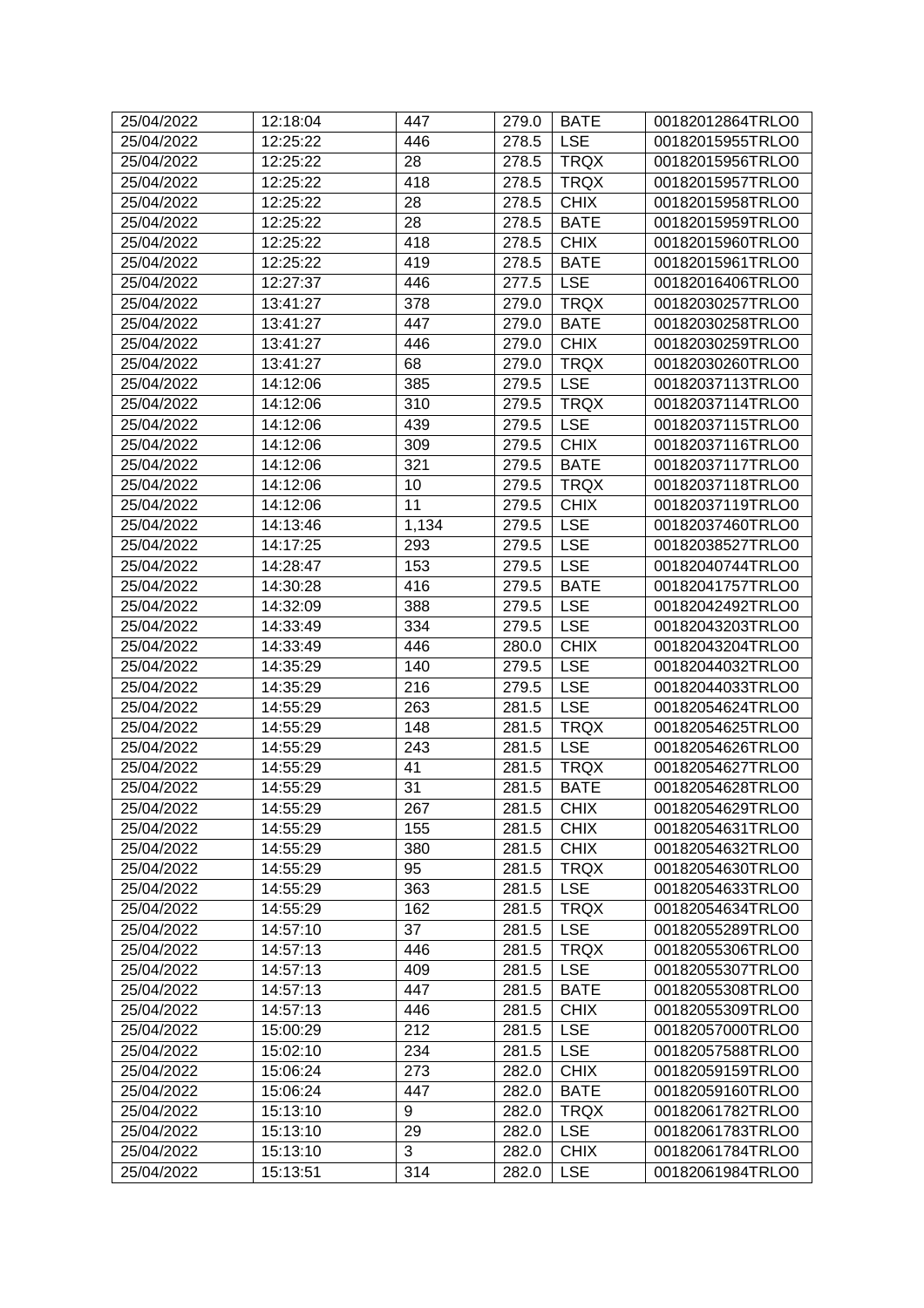| 25/04/2022 | 12:18:04 | 447 | 279.0 | BATE | 00182012864TRLO0 |
|---|---|---|---|---|---|
| 25/04/2022 | 12:25:22 | 446 | 278.5 | LSE | 00182015955TRLO0 |
| 25/04/2022 | 12:25:22 | 28 | 278.5 | TRQX | 00182015956TRLO0 |
| 25/04/2022 | 12:25:22 | 418 | 278.5 | TRQX | 00182015957TRLO0 |
| 25/04/2022 | 12:25:22 | 28 | 278.5 | CHIX | 00182015958TRLO0 |
| 25/04/2022 | 12:25:22 | 28 | 278.5 | BATE | 00182015959TRLO0 |
| 25/04/2022 | 12:25:22 | 418 | 278.5 | CHIX | 00182015960TRLO0 |
| 25/04/2022 | 12:25:22 | 419 | 278.5 | BATE | 00182015961TRLO0 |
| 25/04/2022 | 12:27:37 | 446 | 277.5 | LSE | 00182016406TRLO0 |
| 25/04/2022 | 13:41:27 | 378 | 279.0 | TRQX | 00182030257TRLO0 |
| 25/04/2022 | 13:41:27 | 447 | 279.0 | BATE | 00182030258TRLO0 |
| 25/04/2022 | 13:41:27 | 446 | 279.0 | CHIX | 00182030259TRLO0 |
| 25/04/2022 | 13:41:27 | 68 | 279.0 | TRQX | 00182030260TRLO0 |
| 25/04/2022 | 14:12:06 | 385 | 279.5 | LSE | 00182037113TRLO0 |
| 25/04/2022 | 14:12:06 | 310 | 279.5 | TRQX | 00182037114TRLO0 |
| 25/04/2022 | 14:12:06 | 439 | 279.5 | LSE | 00182037115TRLO0 |
| 25/04/2022 | 14:12:06 | 309 | 279.5 | CHIX | 00182037116TRLO0 |
| 25/04/2022 | 14:12:06 | 321 | 279.5 | BATE | 00182037117TRLO0 |
| 25/04/2022 | 14:12:06 | 10 | 279.5 | TRQX | 00182037118TRLO0 |
| 25/04/2022 | 14:12:06 | 11 | 279.5 | CHIX | 00182037119TRLO0 |
| 25/04/2022 | 14:13:46 | 1,134 | 279.5 | LSE | 00182037460TRLO0 |
| 25/04/2022 | 14:17:25 | 293 | 279.5 | LSE | 00182038527TRLO0 |
| 25/04/2022 | 14:28:47 | 153 | 279.5 | LSE | 00182040744TRLO0 |
| 25/04/2022 | 14:30:28 | 416 | 279.5 | BATE | 00182041757TRLO0 |
| 25/04/2022 | 14:32:09 | 388 | 279.5 | LSE | 00182042492TRLO0 |
| 25/04/2022 | 14:33:49 | 334 | 279.5 | LSE | 00182043203TRLO0 |
| 25/04/2022 | 14:33:49 | 446 | 280.0 | CHIX | 00182043204TRLO0 |
| 25/04/2022 | 14:35:29 | 140 | 279.5 | LSE | 00182044032TRLO0 |
| 25/04/2022 | 14:35:29 | 216 | 279.5 | LSE | 00182044033TRLO0 |
| 25/04/2022 | 14:55:29 | 263 | 281.5 | LSE | 00182054624TRLO0 |
| 25/04/2022 | 14:55:29 | 148 | 281.5 | TRQX | 00182054625TRLO0 |
| 25/04/2022 | 14:55:29 | 243 | 281.5 | LSE | 00182054626TRLO0 |
| 25/04/2022 | 14:55:29 | 41 | 281.5 | TRQX | 00182054627TRLO0 |
| 25/04/2022 | 14:55:29 | 31 | 281.5 | BATE | 00182054628TRLO0 |
| 25/04/2022 | 14:55:29 | 267 | 281.5 | CHIX | 00182054629TRLO0 |
| 25/04/2022 | 14:55:29 | 155 | 281.5 | CHIX | 00182054631TRLO0 |
| 25/04/2022 | 14:55:29 | 380 | 281.5 | CHIX | 00182054632TRLO0 |
| 25/04/2022 | 14:55:29 | 95 | 281.5 | TRQX | 00182054630TRLO0 |
| 25/04/2022 | 14:55:29 | 363 | 281.5 | LSE | 00182054633TRLO0 |
| 25/04/2022 | 14:55:29 | 162 | 281.5 | TRQX | 00182054634TRLO0 |
| 25/04/2022 | 14:57:10 | 37 | 281.5 | LSE | 00182055289TRLO0 |
| 25/04/2022 | 14:57:13 | 446 | 281.5 | TRQX | 00182055306TRLO0 |
| 25/04/2022 | 14:57:13 | 409 | 281.5 | LSE | 00182055307TRLO0 |
| 25/04/2022 | 14:57:13 | 447 | 281.5 | BATE | 00182055308TRLO0 |
| 25/04/2022 | 14:57:13 | 446 | 281.5 | CHIX | 00182055309TRLO0 |
| 25/04/2022 | 15:00:29 | 212 | 281.5 | LSE | 00182057000TRLO0 |
| 25/04/2022 | 15:02:10 | 234 | 281.5 | LSE | 00182057588TRLO0 |
| 25/04/2022 | 15:06:24 | 273 | 282.0 | CHIX | 00182059159TRLO0 |
| 25/04/2022 | 15:06:24 | 447 | 282.0 | BATE | 00182059160TRLO0 |
| 25/04/2022 | 15:13:10 | 9 | 282.0 | TRQX | 00182061782TRLO0 |
| 25/04/2022 | 15:13:10 | 29 | 282.0 | LSE | 00182061783TRLO0 |
| 25/04/2022 | 15:13:10 | 3 | 282.0 | CHIX | 00182061784TRLO0 |
| 25/04/2022 | 15:13:51 | 314 | 282.0 | LSE | 00182061984TRLO0 |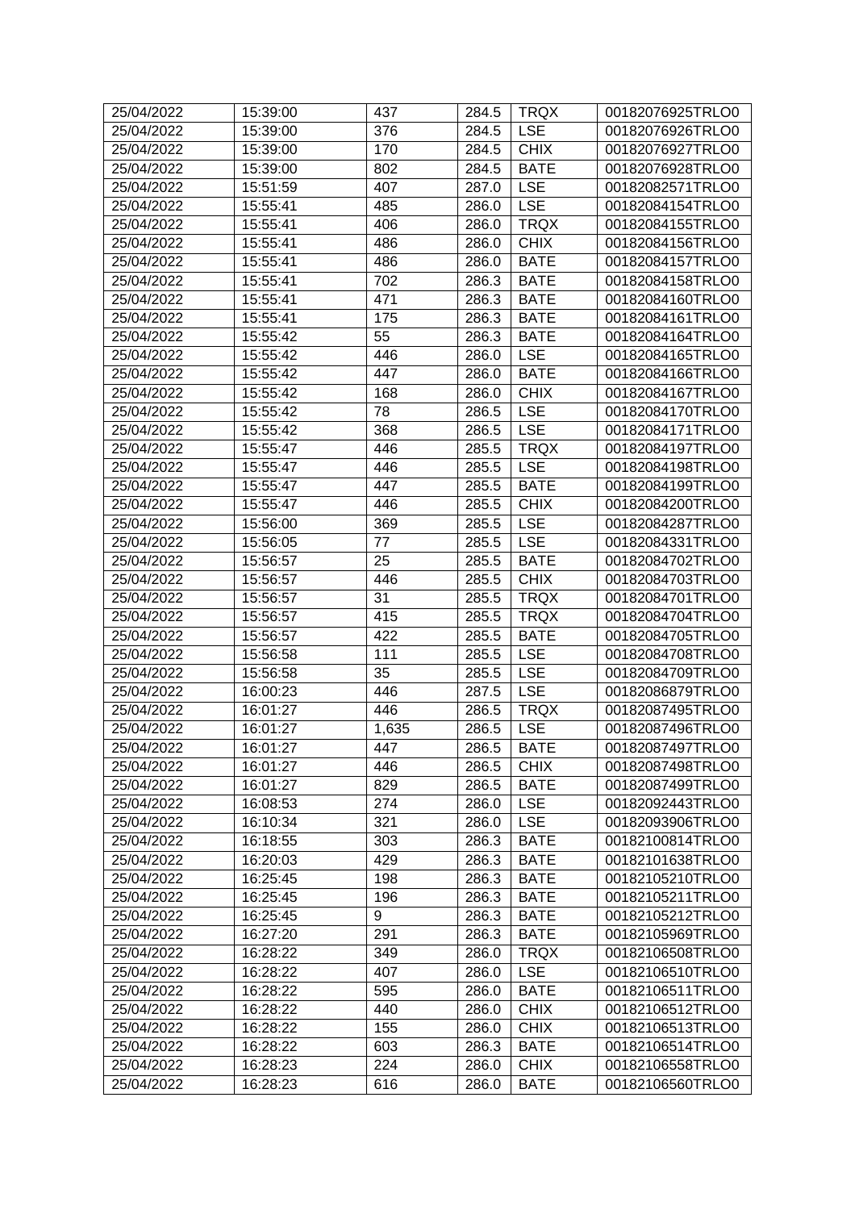| 25/04/2022 | 15:39:00 | 437 | 284.5 | TRQX | 00182076925TRLO0 |
|---|---|---|---|---|---|
| 25/04/2022 | 15:39:00 | 376 | 284.5 | LSE | 00182076926TRLO0 |
| 25/04/2022 | 15:39:00 | 170 | 284.5 | CHIX | 00182076927TRLO0 |
| 25/04/2022 | 15:39:00 | 802 | 284.5 | BATE | 00182076928TRLO0 |
| 25/04/2022 | 15:51:59 | 407 | 287.0 | LSE | 00182082571TRLO0 |
| 25/04/2022 | 15:55:41 | 485 | 286.0 | LSE | 00182084154TRLO0 |
| 25/04/2022 | 15:55:41 | 406 | 286.0 | TRQX | 00182084155TRLO0 |
| 25/04/2022 | 15:55:41 | 486 | 286.0 | CHIX | 00182084156TRLO0 |
| 25/04/2022 | 15:55:41 | 486 | 286.0 | BATE | 00182084157TRLO0 |
| 25/04/2022 | 15:55:41 | 702 | 286.3 | BATE | 00182084158TRLO0 |
| 25/04/2022 | 15:55:41 | 471 | 286.3 | BATE | 00182084160TRLO0 |
| 25/04/2022 | 15:55:41 | 175 | 286.3 | BATE | 00182084161TRLO0 |
| 25/04/2022 | 15:55:42 | 55 | 286.3 | BATE | 00182084164TRLO0 |
| 25/04/2022 | 15:55:42 | 446 | 286.0 | LSE | 00182084165TRLO0 |
| 25/04/2022 | 15:55:42 | 447 | 286.0 | BATE | 00182084166TRLO0 |
| 25/04/2022 | 15:55:42 | 168 | 286.0 | CHIX | 00182084167TRLO0 |
| 25/04/2022 | 15:55:42 | 78 | 286.5 | LSE | 00182084170TRLO0 |
| 25/04/2022 | 15:55:42 | 368 | 286.5 | LSE | 00182084171TRLO0 |
| 25/04/2022 | 15:55:47 | 446 | 285.5 | TRQX | 00182084197TRLO0 |
| 25/04/2022 | 15:55:47 | 446 | 285.5 | LSE | 00182084198TRLO0 |
| 25/04/2022 | 15:55:47 | 447 | 285.5 | BATE | 00182084199TRLO0 |
| 25/04/2022 | 15:55:47 | 446 | 285.5 | CHIX | 00182084200TRLO0 |
| 25/04/2022 | 15:56:00 | 369 | 285.5 | LSE | 00182084287TRLO0 |
| 25/04/2022 | 15:56:05 | 77 | 285.5 | LSE | 00182084331TRLO0 |
| 25/04/2022 | 15:56:57 | 25 | 285.5 | BATE | 00182084702TRLO0 |
| 25/04/2022 | 15:56:57 | 446 | 285.5 | CHIX | 00182084703TRLO0 |
| 25/04/2022 | 15:56:57 | 31 | 285.5 | TRQX | 00182084701TRLO0 |
| 25/04/2022 | 15:56:57 | 415 | 285.5 | TRQX | 00182084704TRLO0 |
| 25/04/2022 | 15:56:57 | 422 | 285.5 | BATE | 00182084705TRLO0 |
| 25/04/2022 | 15:56:58 | 111 | 285.5 | LSE | 00182084708TRLO0 |
| 25/04/2022 | 15:56:58 | 35 | 285.5 | LSE | 00182084709TRLO0 |
| 25/04/2022 | 16:00:23 | 446 | 287.5 | LSE | 00182086879TRLO0 |
| 25/04/2022 | 16:01:27 | 446 | 286.5 | TRQX | 00182087495TRLO0 |
| 25/04/2022 | 16:01:27 | 1,635 | 286.5 | LSE | 00182087496TRLO0 |
| 25/04/2022 | 16:01:27 | 447 | 286.5 | BATE | 00182087497TRLO0 |
| 25/04/2022 | 16:01:27 | 446 | 286.5 | CHIX | 00182087498TRLO0 |
| 25/04/2022 | 16:01:27 | 829 | 286.5 | BATE | 00182087499TRLO0 |
| 25/04/2022 | 16:08:53 | 274 | 286.0 | LSE | 00182092443TRLO0 |
| 25/04/2022 | 16:10:34 | 321 | 286.0 | LSE | 00182093906TRLO0 |
| 25/04/2022 | 16:18:55 | 303 | 286.3 | BATE | 00182100814TRLO0 |
| 25/04/2022 | 16:20:03 | 429 | 286.3 | BATE | 00182101638TRLO0 |
| 25/04/2022 | 16:25:45 | 198 | 286.3 | BATE | 00182105210TRLO0 |
| 25/04/2022 | 16:25:45 | 196 | 286.3 | BATE | 00182105211TRLO0 |
| 25/04/2022 | 16:25:45 | 9 | 286.3 | BATE | 00182105212TRLO0 |
| 25/04/2022 | 16:27:20 | 291 | 286.3 | BATE | 00182105969TRLO0 |
| 25/04/2022 | 16:28:22 | 349 | 286.0 | TRQX | 00182106508TRLO0 |
| 25/04/2022 | 16:28:22 | 407 | 286.0 | LSE | 00182106510TRLO0 |
| 25/04/2022 | 16:28:22 | 595 | 286.0 | BATE | 00182106511TRLO0 |
| 25/04/2022 | 16:28:22 | 440 | 286.0 | CHIX | 00182106512TRLO0 |
| 25/04/2022 | 16:28:22 | 155 | 286.0 | CHIX | 00182106513TRLO0 |
| 25/04/2022 | 16:28:22 | 603 | 286.3 | BATE | 00182106514TRLO0 |
| 25/04/2022 | 16:28:23 | 224 | 286.0 | CHIX | 00182106558TRLO0 |
| 25/04/2022 | 16:28:23 | 616 | 286.0 | BATE | 00182106560TRLO0 |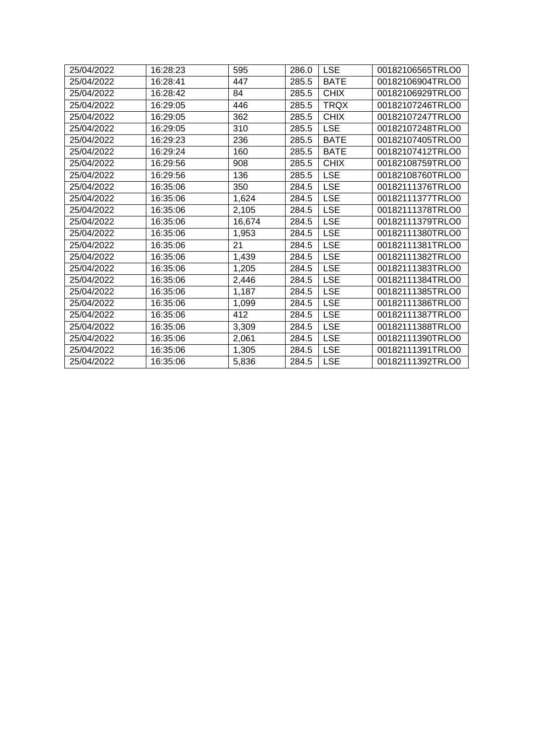| | | | | | |
|---|---|---|---|---|---|
| 25/04/2022 | 16:28:23 | 595 | 286.0 | LSE | 00182106565TRLO0 |
| 25/04/2022 | 16:28:41 | 447 | 285.5 | BATE | 00182106904TRLO0 |
| 25/04/2022 | 16:28:42 | 84 | 285.5 | CHIX | 00182106929TRLO0 |
| 25/04/2022 | 16:29:05 | 446 | 285.5 | TRQX | 00182107246TRLO0 |
| 25/04/2022 | 16:29:05 | 362 | 285.5 | CHIX | 00182107247TRLO0 |
| 25/04/2022 | 16:29:05 | 310 | 285.5 | LSE | 00182107248TRLO0 |
| 25/04/2022 | 16:29:23 | 236 | 285.5 | BATE | 00182107405TRLO0 |
| 25/04/2022 | 16:29:24 | 160 | 285.5 | BATE | 00182107412TRLO0 |
| 25/04/2022 | 16:29:56 | 908 | 285.5 | CHIX | 00182108759TRLO0 |
| 25/04/2022 | 16:29:56 | 136 | 285.5 | LSE | 00182108760TRLO0 |
| 25/04/2022 | 16:35:06 | 350 | 284.5 | LSE | 00182111376TRLO0 |
| 25/04/2022 | 16:35:06 | 1,624 | 284.5 | LSE | 00182111377TRLO0 |
| 25/04/2022 | 16:35:06 | 2,105 | 284.5 | LSE | 00182111378TRLO0 |
| 25/04/2022 | 16:35:06 | 16,674 | 284.5 | LSE | 00182111379TRLO0 |
| 25/04/2022 | 16:35:06 | 1,953 | 284.5 | LSE | 00182111380TRLO0 |
| 25/04/2022 | 16:35:06 | 21 | 284.5 | LSE | 00182111381TRLO0 |
| 25/04/2022 | 16:35:06 | 1,439 | 284.5 | LSE | 00182111382TRLO0 |
| 25/04/2022 | 16:35:06 | 1,205 | 284.5 | LSE | 00182111383TRLO0 |
| 25/04/2022 | 16:35:06 | 2,446 | 284.5 | LSE | 00182111384TRLO0 |
| 25/04/2022 | 16:35:06 | 1,187 | 284.5 | LSE | 00182111385TRLO0 |
| 25/04/2022 | 16:35:06 | 1,099 | 284.5 | LSE | 00182111386TRLO0 |
| 25/04/2022 | 16:35:06 | 412 | 284.5 | LSE | 00182111387TRLO0 |
| 25/04/2022 | 16:35:06 | 3,309 | 284.5 | LSE | 00182111388TRLO0 |
| 25/04/2022 | 16:35:06 | 2,061 | 284.5 | LSE | 00182111390TRLO0 |
| 25/04/2022 | 16:35:06 | 1,305 | 284.5 | LSE | 00182111391TRLO0 |
| 25/04/2022 | 16:35:06 | 5,836 | 284.5 | LSE | 00182111392TRLO0 |